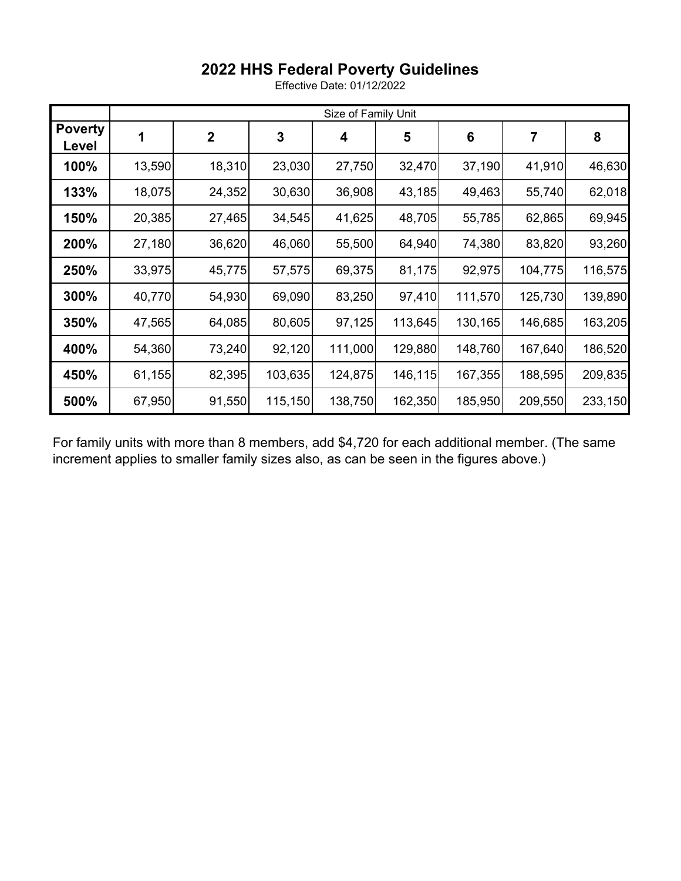# 2022 HHS Federal Poverty Guidelines

Effective Date: 01/12/2022

| | Size of Family Unit | | | | | | | |
|---|---|---|---|---|---|---|---|---|
| **Poverty Level** | **1** | **2** | **3** | **4** | **5** | **6** | **7** | **8** |
| **100%** | 13,590 | 18,310 | 23,030 | 27,750 | 32,470 | 37,190 | 41,910 | 46,630 |
| **133%** | 18,075 | 24,352 | 30,630 | 36,908 | 43,185 | 49,463 | 55,740 | 62,018 |
| **150%** | 20,385 | 27,465 | 34,545 | 41,625 | 48,705 | 55,785 | 62,865 | 69,945 |
| **200%** | 27,180 | 36,620 | 46,060 | 55,500 | 64,940 | 74,380 | 83,820 | 93,260 |
| **250%** | 33,975 | 45,775 | 57,575 | 69,375 | 81,175 | 92,975 | 104,775 | 116,575 |
| **300%** | 40,770 | 54,930 | 69,090 | 83,250 | 97,410 | 111,570 | 125,730 | 139,890 |
| **350%** | 47,565 | 64,085 | 80,605 | 97,125 | 113,645 | 130,165 | 146,685 | 163,205 |
| **400%** | 54,360 | 73,240 | 92,120 | 111,000 | 129,880 | 148,760 | 167,640 | 186,520 |
| **450%** | 61,155 | 82,395 | 103,635 | 124,875 | 146,115 | 167,355 | 188,595 | 209,835 |
| **500%** | 67,950 | 91,550 | 115,150 | 138,750 | 162,350 | 185,950 | 209,550 | 233,150 |

For family units with more than 8 members, add $4,720 for each additional member. (The same increment applies to smaller family sizes also, as can be seen in the figures above.)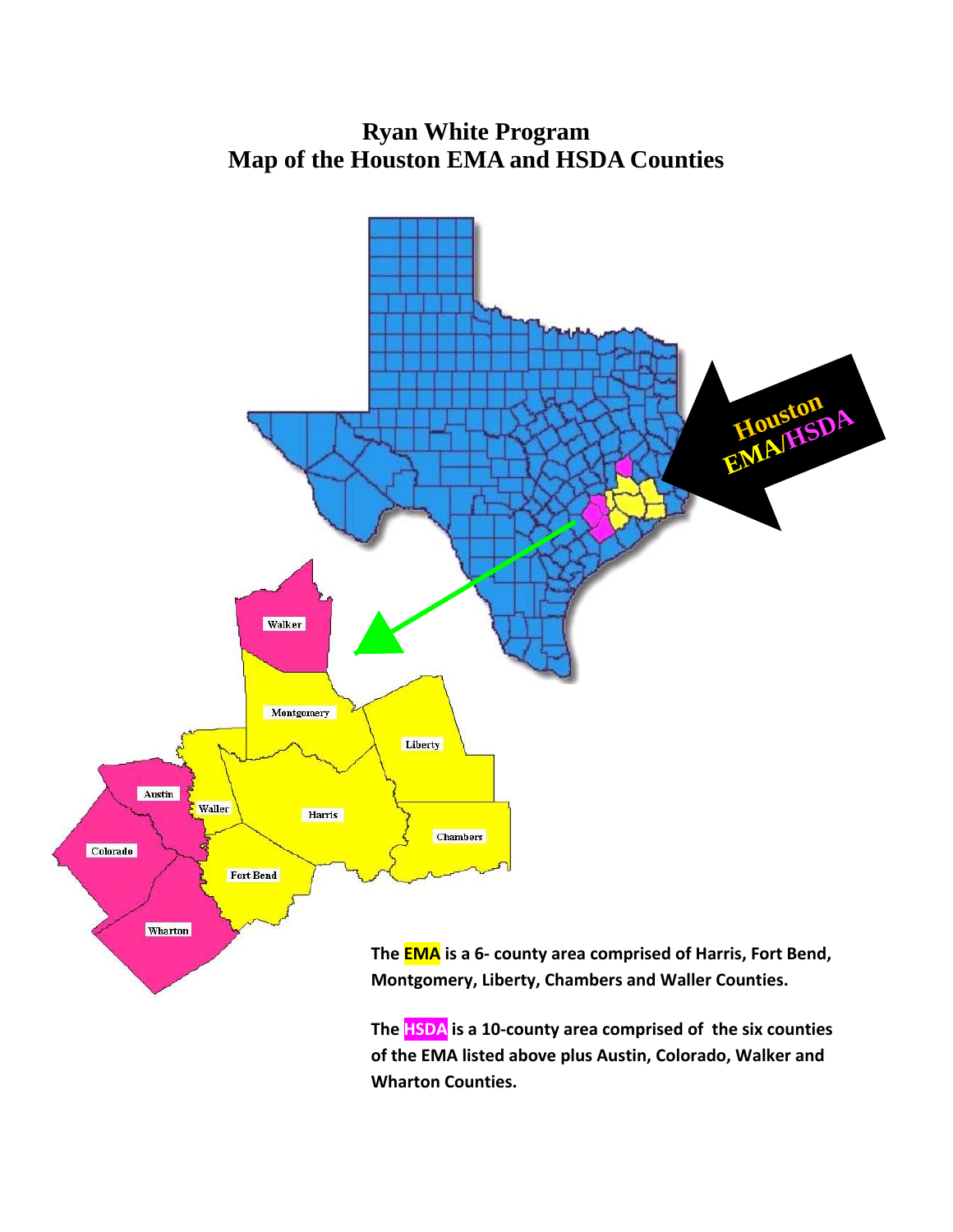# Ryan White Program
# Map of the Houston EMA and HSDA Counties

Houston EMA/HSDA

Walker

Montgomery

Liberty

Austin

Waller

Harris

Chambers

Colorado

Fort Bend

Wharton

**The EMA is a 6- county area comprised of Harris, Fort Bend, Montgomery, Liberty, Chambers and Waller Counties.**

**The HSDA is a 10-county area comprised of the six counties of the EMA listed above plus Austin, Colorado, Walker and Wharton Counties.**